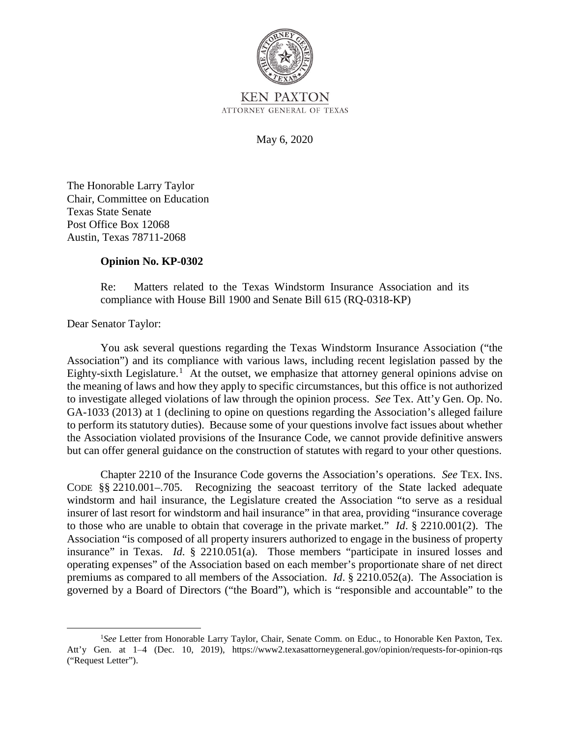KEN PAXTON
ATTORNEY GENERAL OF TEXAS

May 6, 2020

The Honorable Larry Taylor
Chair, Committee on Education
Texas State Senate
Post Office Box 12068
Austin, Texas 78711-2068

**Opinion No. KP-0302**

Re: Matters related to the Texas Windstorm Insurance Association and its compliance with House Bill 1900 and Senate Bill 615 (RQ-0318-KP)

Dear Senator Taylor:

You ask several questions regarding the Texas Windstorm Insurance Association ("the Association") and its compliance with various laws, including recent legislation passed by the Eighty-sixth Legislature.[1] At the outset, we emphasize that attorney general opinions advise on the meaning of laws and how they apply to specific circumstances, but this office is not authorized to investigate alleged violations of law through the opinion process. *See* Tex. Att'y Gen. Op. No. GA-1033 (2013) at 1 (declining to opine on questions regarding the Association's alleged failure to perform its statutory duties). Because some of your questions involve fact issues about whether the Association violated provisions of the Insurance Code, we cannot provide definitive answers but can offer general guidance on the construction of statutes with regard to your other questions.

Chapter 2210 of the Insurance Code governs the Association's operations. *See* TEX. INS. CODE §§ 2210.001–.705. Recognizing the seacoast territory of the State lacked adequate windstorm and hail insurance, the Legislature created the Association "to serve as a residual insurer of last resort for windstorm and hail insurance" in that area, providing "insurance coverage to those who are unable to obtain that coverage in the private market." *Id*. § 2210.001(2). The Association "is composed of all property insurers authorized to engage in the business of property insurance" in Texas. *Id*. § 2210.051(a). Those members "participate in insured losses and operating expenses" of the Association based on each member's proportionate share of net direct premiums as compared to all members of the Association. *Id*. § 2210.052(a). The Association is governed by a Board of Directors ("the Board"), which is "responsible and accountable" to the

[1]*See* Letter from Honorable Larry Taylor, Chair, Senate Comm. on Educ., to Honorable Ken Paxton, Tex. Att'y Gen. at 1–4 (Dec. 10, 2019), https://www2.texasattorneygeneral.gov/opinion/requests-for-opinion-rqs ("Request Letter").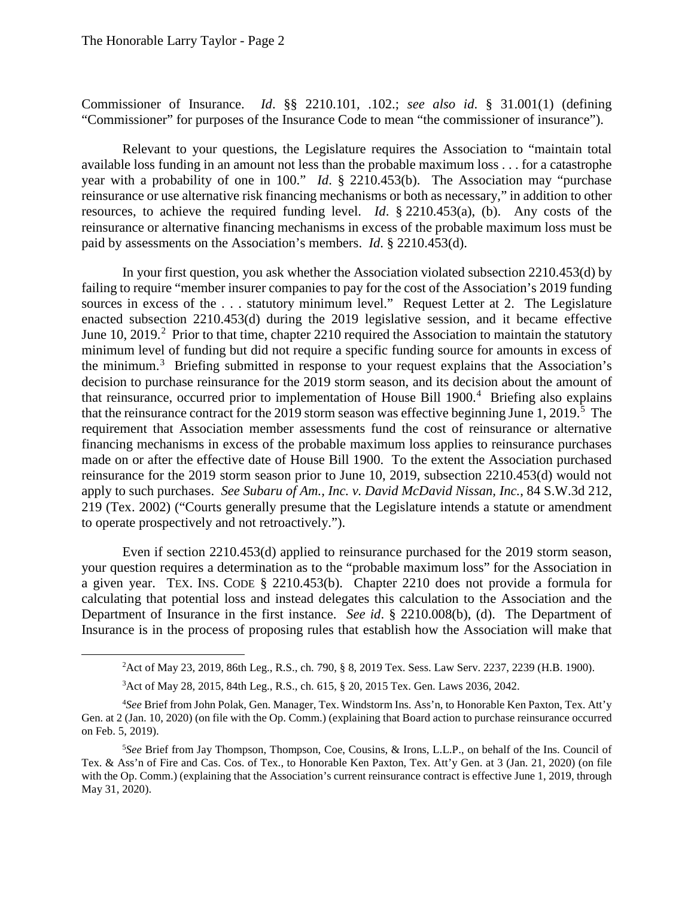Commissioner of Insurance. *Id*. §§ 2210.101, .102.; *see also id*. § 31.001(1) (defining "Commissioner" for purposes of the Insurance Code to mean "the commissioner of insurance").

Relevant to your questions, the Legislature requires the Association to "maintain total available loss funding in an amount not less than the probable maximum loss . . . for a catastrophe year with a probability of one in 100." *Id*. § 2210.453(b). The Association may "purchase reinsurance or use alternative risk financing mechanisms or both as necessary," in addition to other resources, to achieve the required funding level. *Id*. § 2210.453(a), (b). Any costs of the reinsurance or alternative financing mechanisms in excess of the probable maximum loss must be paid by assessments on the Association's members. *Id*. § 2210.453(d).

In your first question, you ask whether the Association violated subsection 2210.453(d) by failing to require "member insurer companies to pay for the cost of the Association's 2019 funding sources in excess of the . . . statutory minimum level." Request Letter at 2. The Legislature enacted subsection 2210.453(d) during the 2019 legislative session, and it became effective June 10, 2019.[2] Prior to that time, chapter 2210 required the Association to maintain the statutory minimum level of funding but did not require a specific funding source for amounts in excess of the minimum.[3] Briefing submitted in response to your request explains that the Association's decision to purchase reinsurance for the 2019 storm season, and its decision about the amount of that reinsurance, occurred prior to implementation of House Bill 1900.[4] Briefing also explains that the reinsurance contract for the 2019 storm season was effective beginning June 1, 2019.[5] The requirement that Association member assessments fund the cost of reinsurance or alternative financing mechanisms in excess of the probable maximum loss applies to reinsurance purchases made on or after the effective date of House Bill 1900. To the extent the Association purchased reinsurance for the 2019 storm season prior to June 10, 2019, subsection 2210.453(d) would not apply to such purchases. *See Subaru of Am., Inc. v. David McDavid Nissan, Inc.*, 84 S.W.3d 212, 219 (Tex. 2002) ("Courts generally presume that the Legislature intends a statute or amendment to operate prospectively and not retroactively.").

Even if section 2210.453(d) applied to reinsurance purchased for the 2019 storm season, your question requires a determination as to the "probable maximum loss" for the Association in a given year. TEX. INS. CODE § 2210.453(b). Chapter 2210 does not provide a formula for calculating that potential loss and instead delegates this calculation to the Association and the Department of Insurance in the first instance. *See id*. § 2210.008(b), (d). The Department of Insurance is in the process of proposing rules that establish how the Association will make that

---

[2] Act of May 23, 2019, 86th Leg., R.S., ch. 790, § 8, 2019 Tex. Sess. Law Serv. 2237, 2239 (H.B. 1900).

[3] Act of May 28, 2015, 84th Leg., R.S., ch. 615, § 20, 2015 Tex. Gen. Laws 2036, 2042.

[4] *See* Brief from John Polak, Gen. Manager, Tex. Windstorm Ins. Ass'n, to Honorable Ken Paxton, Tex. Att'y Gen. at 2 (Jan. 10, 2020) (on file with the Op. Comm.) (explaining that Board action to purchase reinsurance occurred on Feb. 5, 2019).

[5] *See* Brief from Jay Thompson, Thompson, Coe, Cousins, & Irons, L.L.P., on behalf of the Ins. Council of Tex. & Ass'n of Fire and Cas. Cos. of Tex., to Honorable Ken Paxton, Tex. Att'y Gen. at 3 (Jan. 21, 2020) (on file with the Op. Comm.) (explaining that the Association's current reinsurance contract is effective June 1, 2019, through May 31, 2020).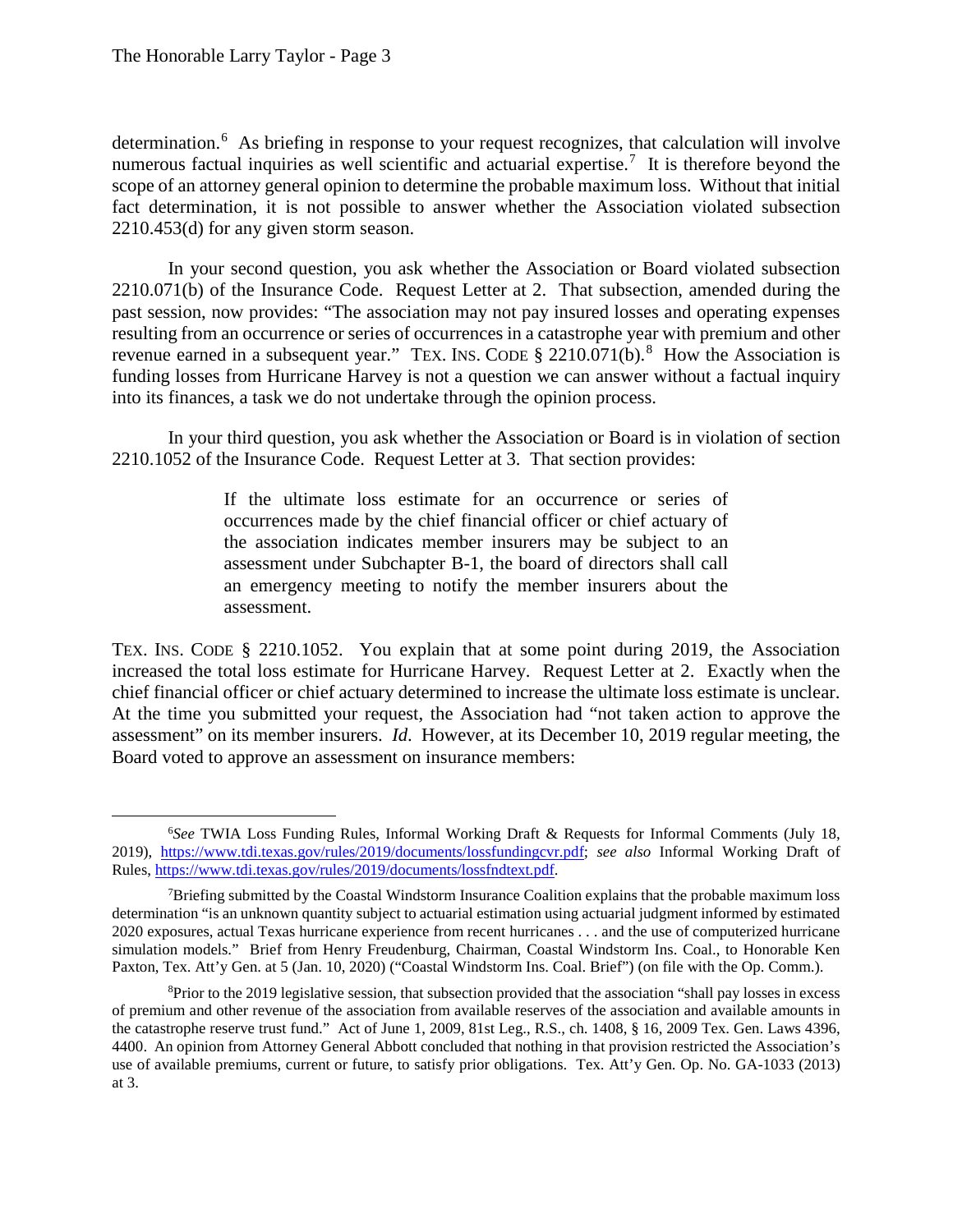determination.[6] As briefing in response to your request recognizes, that calculation will involve numerous factual inquiries as well scientific and actuarial expertise.[7] It is therefore beyond the scope of an attorney general opinion to determine the probable maximum loss. Without that initial fact determination, it is not possible to answer whether the Association violated subsection 2210.453(d) for any given storm season.

In your second question, you ask whether the Association or Board violated subsection 2210.071(b) of the Insurance Code. Request Letter at 2. That subsection, amended during the past session, now provides: "The association may not pay insured losses and operating expenses resulting from an occurrence or series of occurrences in a catastrophe year with premium and other revenue earned in a subsequent year." TEX. INS. CODE § 2210.071(b).[8] How the Association is funding losses from Hurricane Harvey is not a question we can answer without a factual inquiry into its finances, a task we do not undertake through the opinion process.

In your third question, you ask whether the Association or Board is in violation of section 2210.1052 of the Insurance Code. Request Letter at 3. That section provides:

> If the ultimate loss estimate for an occurrence or series of occurrences made by the chief financial officer or chief actuary of the association indicates member insurers may be subject to an assessment under Subchapter B-1, the board of directors shall call an emergency meeting to notify the member insurers about the assessment.

TEX. INS. CODE § 2210.1052. You explain that at some point during 2019, the Association increased the total loss estimate for Hurricane Harvey. Request Letter at 2. Exactly when the chief financial officer or chief actuary determined to increase the ultimate loss estimate is unclear. At the time you submitted your request, the Association had "not taken action to approve the assessment" on its member insurers. *Id*. However, at its December 10, 2019 regular meeting, the Board voted to approve an assessment on insurance members:

---

[6] *See* TWIA Loss Funding Rules, Informal Working Draft & Requests for Informal Comments (July 18, 2019), https://www.tdi.texas.gov/rules/2019/documents/lossfundingcvr.pdf; *see also* Informal Working Draft of Rules, https://www.tdi.texas.gov/rules/2019/documents/lossfndtext.pdf.

[7] Briefing submitted by the Coastal Windstorm Insurance Coalition explains that the probable maximum loss determination "is an unknown quantity subject to actuarial estimation using actuarial judgment informed by estimated 2020 exposures, actual Texas hurricane experience from recent hurricanes . . . and the use of computerized hurricane simulation models." Brief from Henry Freudenburg, Chairman, Coastal Windstorm Ins. Coal., to Honorable Ken Paxton, Tex. Att'y Gen. at 5 (Jan. 10, 2020) ("Coastal Windstorm Ins. Coal. Brief") (on file with the Op. Comm.).

[8] Prior to the 2019 legislative session, that subsection provided that the association "shall pay losses in excess of premium and other revenue of the association from available reserves of the association and available amounts in the catastrophe reserve trust fund." Act of June 1, 2009, 81st Leg., R.S., ch. 1408, § 16, 2009 Tex. Gen. Laws 4396, 4400. An opinion from Attorney General Abbott concluded that nothing in that provision restricted the Association's use of available premiums, current or future, to satisfy prior obligations. Tex. Att'y Gen. Op. No. GA-1033 (2013) at 3.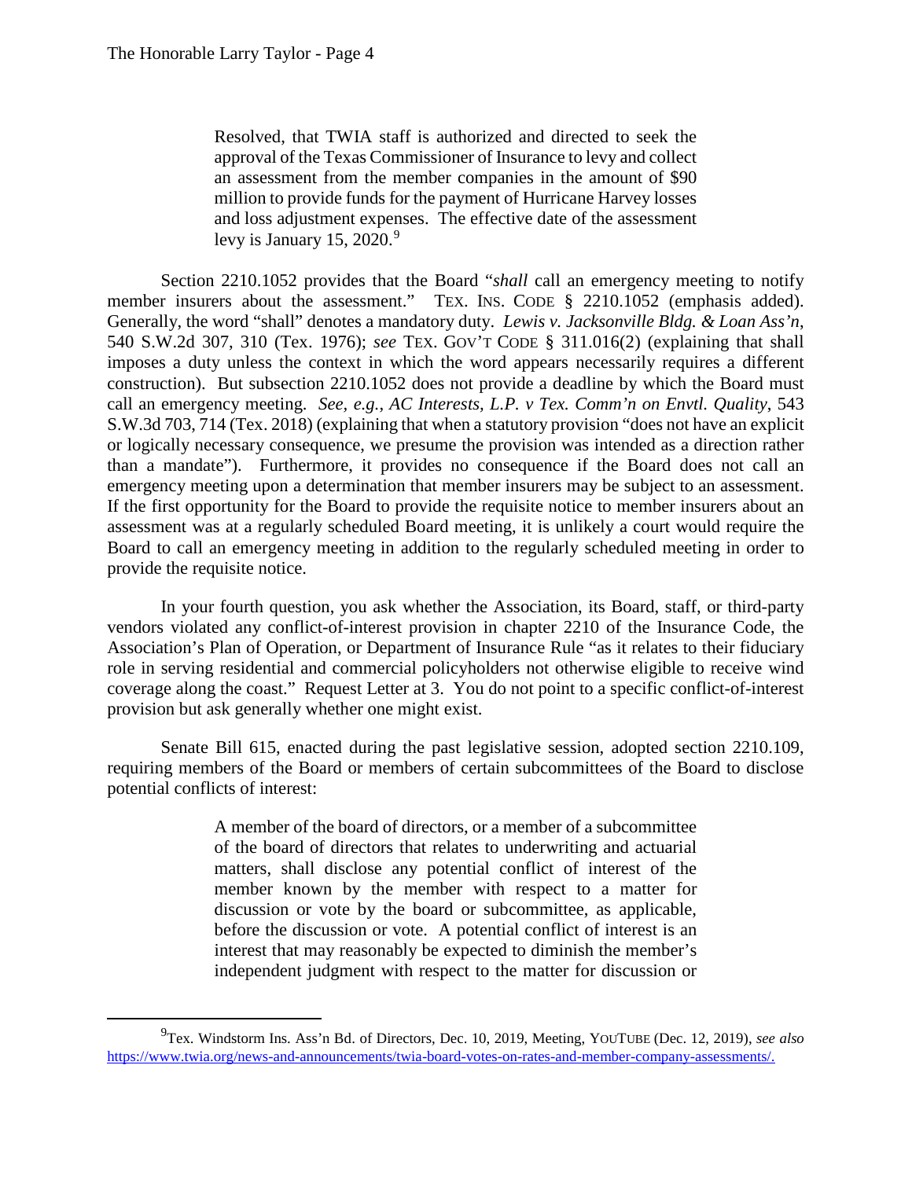> Resolved, that TWIA staff is authorized and directed to seek the approval of the Texas Commissioner of Insurance to levy and collect an assessment from the member companies in the amount of $90 million to provide funds for the payment of Hurricane Harvey losses and loss adjustment expenses. The effective date of the assessment levy is January 15, 2020.[9]

Section 2210.1052 provides that the Board "*shall* call an emergency meeting to notify member insurers about the assessment." TEX. INS. CODE § 2210.1052 (emphasis added). Generally, the word "shall" denotes a mandatory duty. *Lewis v. Jacksonville Bldg. & Loan Ass'n*, 540 S.W.2d 307, 310 (Tex. 1976); *see* TEX. GOV'T CODE § 311.016(2) (explaining that shall imposes a duty unless the context in which the word appears necessarily requires a different construction). But subsection 2210.1052 does not provide a deadline by which the Board must call an emergency meeting. *See, e.g.*, *AC Interests, L.P. v Tex. Comm'n on Envtl. Quality*, 543 S.W.3d 703, 714 (Tex. 2018) (explaining that when a statutory provision "does not have an explicit or logically necessary consequence, we presume the provision was intended as a direction rather than a mandate"). Furthermore, it provides no consequence if the Board does not call an emergency meeting upon a determination that member insurers may be subject to an assessment. If the first opportunity for the Board to provide the requisite notice to member insurers about an assessment was at a regularly scheduled Board meeting, it is unlikely a court would require the Board to call an emergency meeting in addition to the regularly scheduled meeting in order to provide the requisite notice.

In your fourth question, you ask whether the Association, its Board, staff, or third-party vendors violated any conflict-of-interest provision in chapter 2210 of the Insurance Code, the Association's Plan of Operation, or Department of Insurance Rule "as it relates to their fiduciary role in serving residential and commercial policyholders not otherwise eligible to receive wind coverage along the coast." Request Letter at 3. You do not point to a specific conflict-of-interest provision but ask generally whether one might exist.

Senate Bill 615, enacted during the past legislative session, adopted section 2210.109, requiring members of the Board or members of certain subcommittees of the Board to disclose potential conflicts of interest:

> A member of the board of directors, or a member of a subcommittee of the board of directors that relates to underwriting and actuarial matters, shall disclose any potential conflict of interest of the member known by the member with respect to a matter for discussion or vote by the board or subcommittee, as applicable, before the discussion or vote. A potential conflict of interest is an interest that may reasonably be expected to diminish the member's independent judgment with respect to the matter for discussion or

---

[9] Tex. Windstorm Ins. Ass'n Bd. of Directors, Dec. 10, 2019, Meeting, YOUTUBE (Dec. 12, 2019), *see also* https://www.twia.org/news-and-announcements/twia-board-votes-on-rates-and-member-company-assessments/.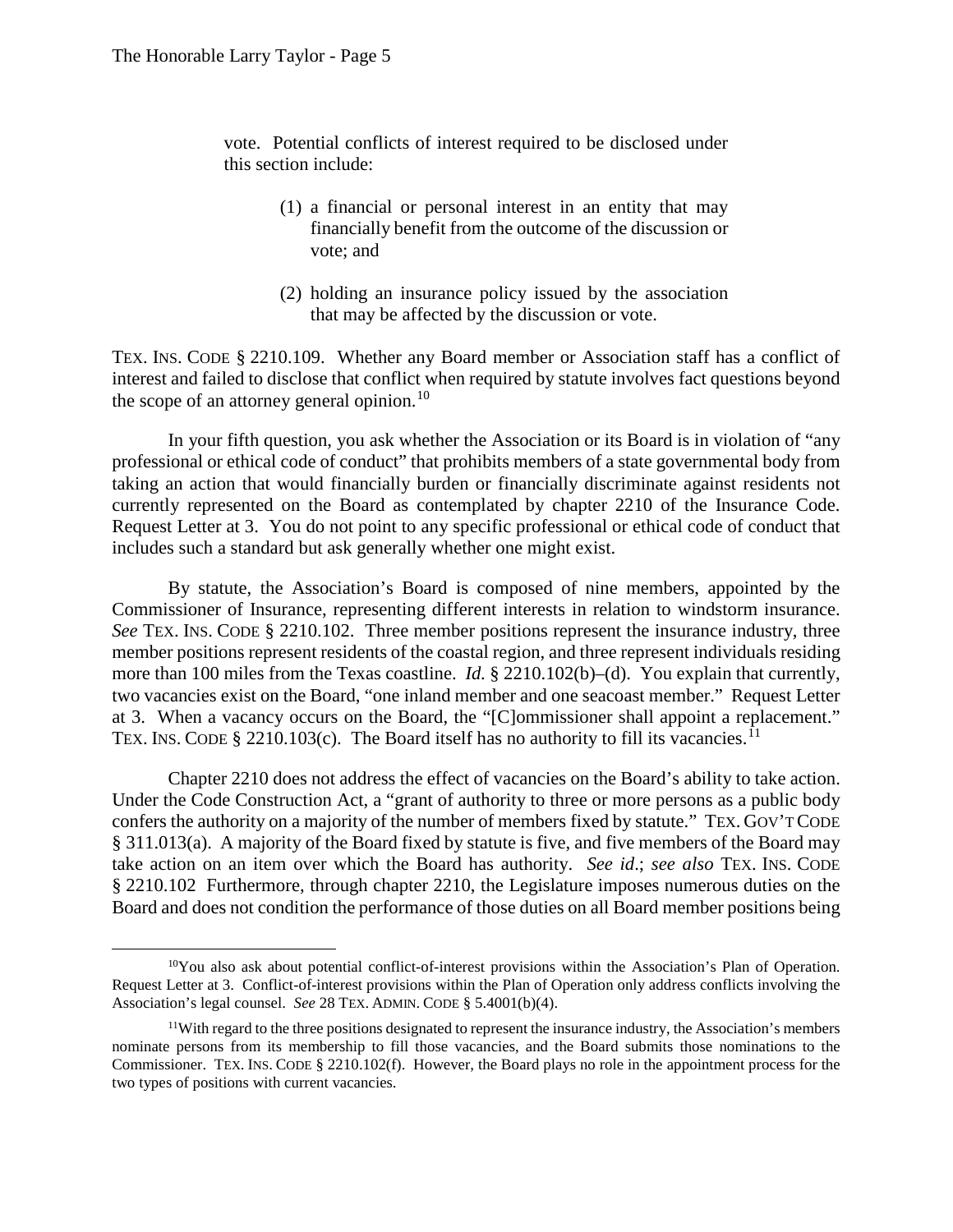> vote. Potential conflicts of interest required to be disclosed under this section include:
>
> (1) a financial or personal interest in an entity that may financially benefit from the outcome of the discussion or vote; and
>
> (2) holding an insurance policy issued by the association that may be affected by the discussion or vote.

TEX. INS. CODE § 2210.109. Whether any Board member or Association staff has a conflict of interest and failed to disclose that conflict when required by statute involves fact questions beyond the scope of an attorney general opinion.[10]

In your fifth question, you ask whether the Association or its Board is in violation of "any professional or ethical code of conduct" that prohibits members of a state governmental body from taking an action that would financially burden or financially discriminate against residents not currently represented on the Board as contemplated by chapter 2210 of the Insurance Code. Request Letter at 3. You do not point to any specific professional or ethical code of conduct that includes such a standard but ask generally whether one might exist.

By statute, the Association's Board is composed of nine members, appointed by the Commissioner of Insurance, representing different interests in relation to windstorm insurance. *See* TEX. INS. CODE § 2210.102. Three member positions represent the insurance industry, three member positions represent residents of the coastal region, and three represent individuals residing more than 100 miles from the Texas coastline. *Id.* § 2210.102(b)–(d). You explain that currently, two vacancies exist on the Board, "one inland member and one seacoast member." Request Letter at 3. When a vacancy occurs on the Board, the "[C]ommissioner shall appoint a replacement." TEX. INS. CODE § 2210.103(c). The Board itself has no authority to fill its vacancies.[11]

Chapter 2210 does not address the effect of vacancies on the Board's ability to take action. Under the Code Construction Act, a "grant of authority to three or more persons as a public body confers the authority on a majority of the number of members fixed by statute." TEX. GOV'T CODE § 311.013(a). A majority of the Board fixed by statute is five, and five members of the Board may take action on an item over which the Board has authority. *See id.*; *see also* TEX. INS. CODE § 2210.102 Furthermore, through chapter 2210, the Legislature imposes numerous duties on the Board and does not condition the performance of those duties on all Board member positions being

---

[10] You also ask about potential conflict-of-interest provisions within the Association's Plan of Operation. Request Letter at 3. Conflict-of-interest provisions within the Plan of Operation only address conflicts involving the Association's legal counsel. *See* 28 TEX. ADMIN. CODE § 5.4001(b)(4).

[11] With regard to the three positions designated to represent the insurance industry, the Association's members nominate persons from its membership to fill those vacancies, and the Board submits those nominations to the Commissioner. TEX. INS. CODE § 2210.102(f). However, the Board plays no role in the appointment process for the two types of positions with current vacancies.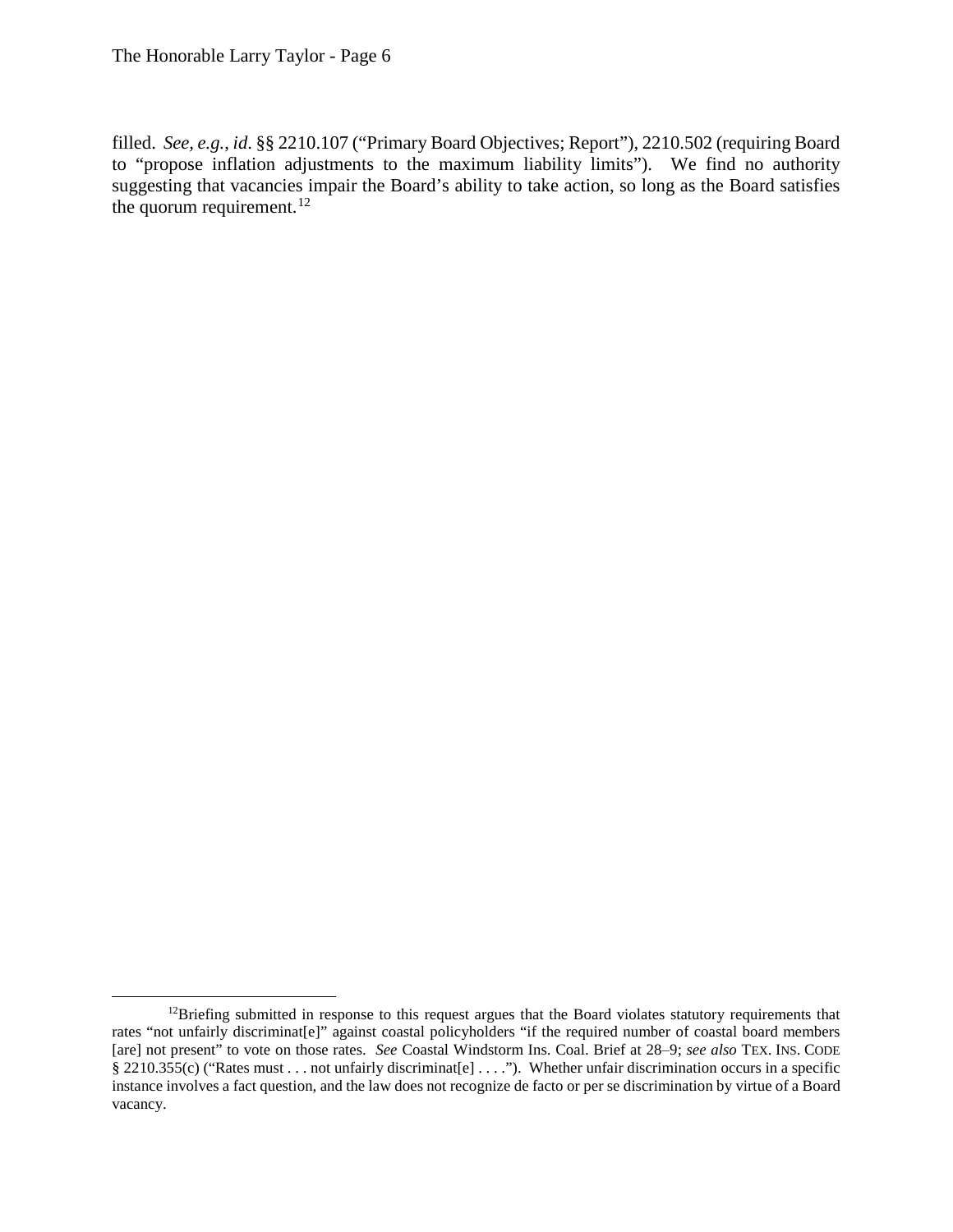filled. *See, e.g.*, *id*. §§ 2210.107 ("Primary Board Objectives; Report"), 2210.502 (requiring Board to "propose inflation adjustments to the maximum liability limits"). We find no authority suggesting that vacancies impair the Board's ability to take action, so long as the Board satisfies the quorum requirement.[12]

---

[12]Briefing submitted in response to this request argues that the Board violates statutory requirements that rates "not unfairly discriminat[e]" against coastal policyholders "if the required number of coastal board members [are] not present" to vote on those rates. *See* Coastal Windstorm Ins. Coal. Brief at 28–9; *see also* TEX. INS. CODE § 2210.355(c) ("Rates must . . . not unfairly discriminat[e] . . . ."). Whether unfair discrimination occurs in a specific instance involves a fact question, and the law does not recognize de facto or per se discrimination by virtue of a Board vacancy.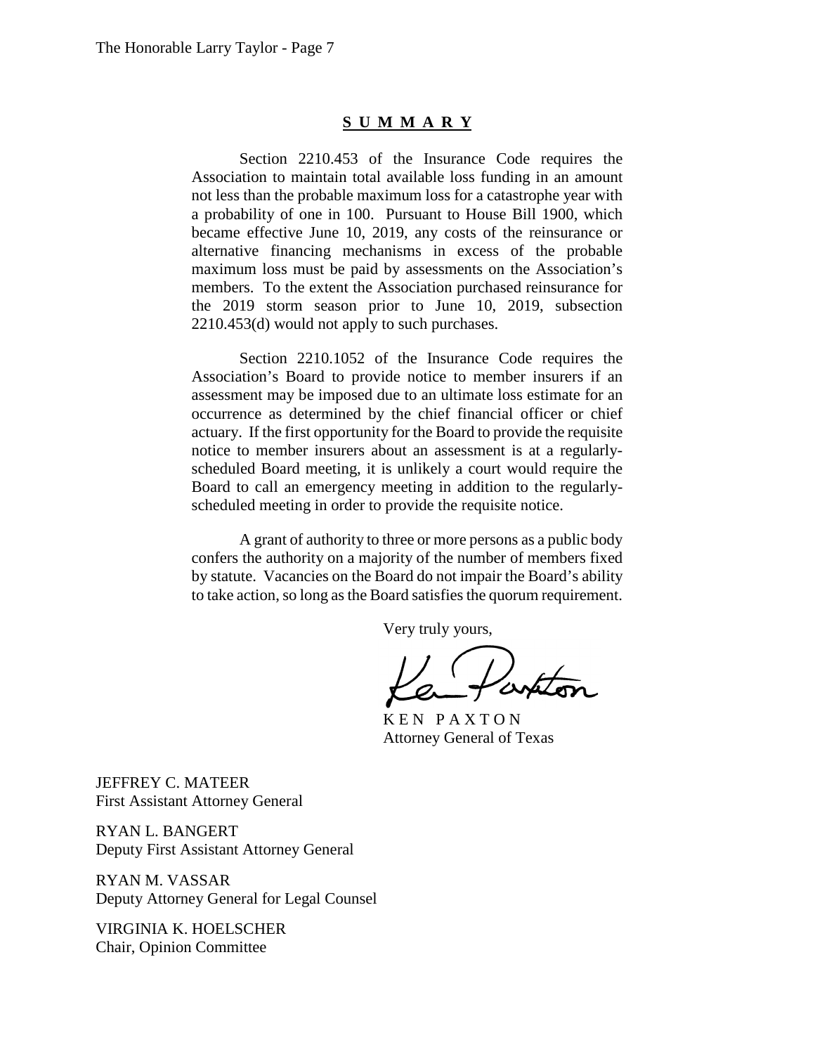## **S U M M A R Y**

Section 2210.453 of the Insurance Code requires the Association to maintain total available loss funding in an amount not less than the probable maximum loss for a catastrophe year with a probability of one in 100. Pursuant to House Bill 1900, which became effective June 10, 2019, any costs of the reinsurance or alternative financing mechanisms in excess of the probable maximum loss must be paid by assessments on the Association's members. To the extent the Association purchased reinsurance for the 2019 storm season prior to June 10, 2019, subsection 2210.453(d) would not apply to such purchases.

Section 2210.1052 of the Insurance Code requires the Association's Board to provide notice to member insurers if an assessment may be imposed due to an ultimate loss estimate for an occurrence as determined by the chief financial officer or chief actuary. If the first opportunity for the Board to provide the requisite notice to member insurers about an assessment is at a regularly-scheduled Board meeting, it is unlikely a court would require the Board to call an emergency meeting in addition to the regularly-scheduled meeting in order to provide the requisite notice.

A grant of authority to three or more persons as a public body confers the authority on a majority of the number of members fixed by statute. Vacancies on the Board do not impair the Board's ability to take action, so long as the Board satisfies the quorum requirement.

Very truly yours,

KEN PAXTON
Attorney General of Texas

JEFFREY C. MATEER
First Assistant Attorney General

RYAN L. BANGERT
Deputy First Assistant Attorney General

RYAN M. VASSAR
Deputy Attorney General for Legal Counsel

VIRGINIA K. HOELSCHER
Chair, Opinion Committee